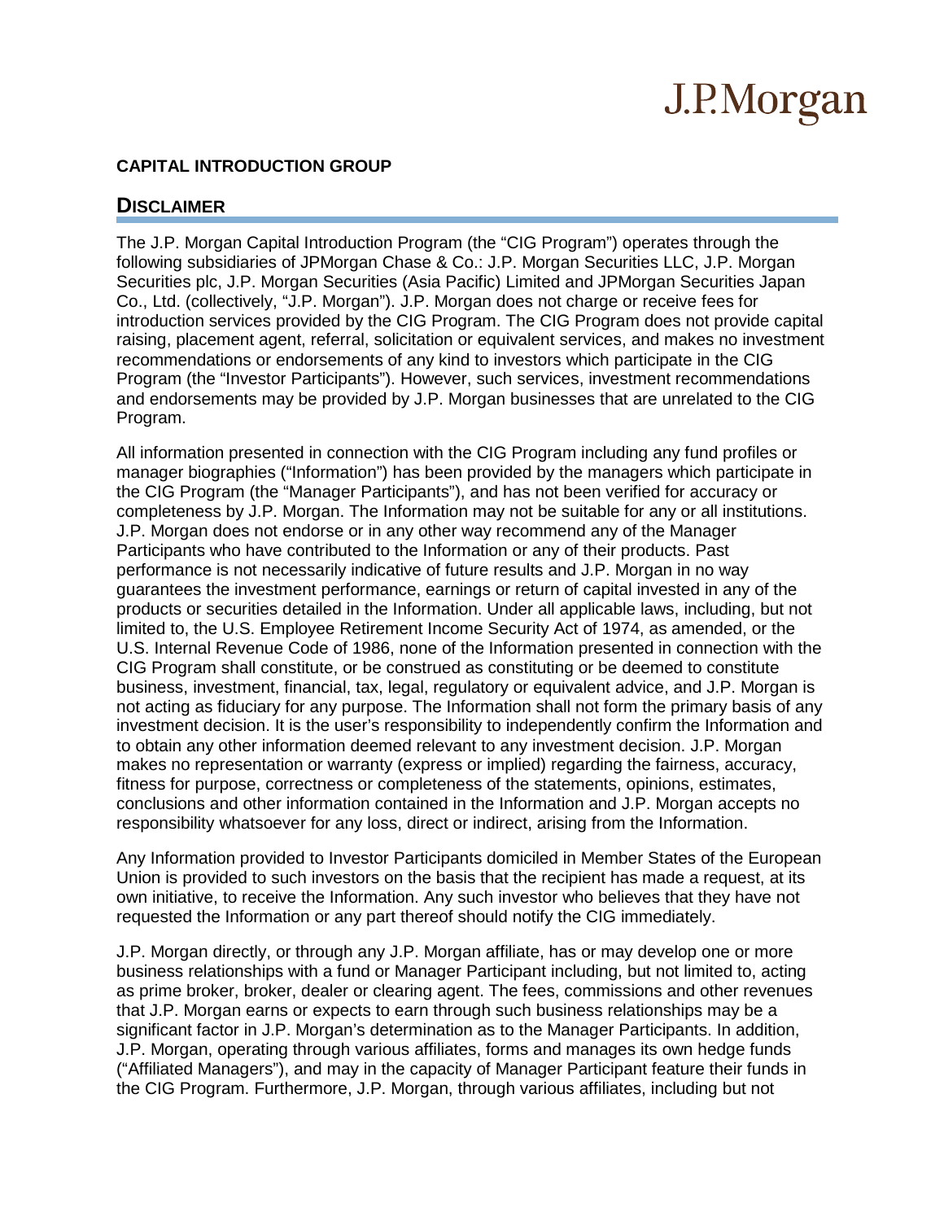J.P. Morgan

**CAPITAL INTRODUCTION GROUP**

## DISCLAIMER

The J.P. Morgan Capital Introduction Program (the "CIG Program") operates through the following subsidiaries of JPMorgan Chase & Co.: J.P. Morgan Securities LLC, J.P. Morgan Securities plc, J.P. Morgan Securities (Asia Pacific) Limited and JPMorgan Securities Japan Co., Ltd. (collectively, "J.P. Morgan"). J.P. Morgan does not charge or receive fees for introduction services provided by the CIG Program. The CIG Program does not provide capital raising, placement agent, referral, solicitation or equivalent services, and makes no investment recommendations or endorsements of any kind to investors which participate in the CIG Program (the "Investor Participants"). However, such services, investment recommendations and endorsements may be provided by J.P. Morgan businesses that are unrelated to the CIG Program.

All information presented in connection with the CIG Program including any fund profiles or manager biographies ("Information") has been provided by the managers which participate in the CIG Program (the "Manager Participants"), and has not been verified for accuracy or completeness by J.P. Morgan. The Information may not be suitable for any or all institutions. J.P. Morgan does not endorse or in any other way recommend any of the Manager Participants who have contributed to the Information or any of their products. Past performance is not necessarily indicative of future results and J.P. Morgan in no way guarantees the investment performance, earnings or return of capital invested in any of the products or securities detailed in the Information. Under all applicable laws, including, but not limited to, the U.S. Employee Retirement Income Security Act of 1974, as amended, or the U.S. Internal Revenue Code of 1986, none of the Information presented in connection with the CIG Program shall constitute, or be construed as constituting or be deemed to constitute business, investment, financial, tax, legal, regulatory or equivalent advice, and J.P. Morgan is not acting as fiduciary for any purpose. The Information shall not form the primary basis of any investment decision. It is the user's responsibility to independently confirm the Information and to obtain any other information deemed relevant to any investment decision. J.P. Morgan makes no representation or warranty (express or implied) regarding the fairness, accuracy, fitness for purpose, correctness or completeness of the statements, opinions, estimates, conclusions and other information contained in the Information and J.P. Morgan accepts no responsibility whatsoever for any loss, direct or indirect, arising from the Information.

Any Information provided to Investor Participants domiciled in Member States of the European Union is provided to such investors on the basis that the recipient has made a request, at its own initiative, to receive the Information. Any such investor who believes that they have not requested the Information or any part thereof should notify the CIG immediately.

J.P. Morgan directly, or through any J.P. Morgan affiliate, has or may develop one or more business relationships with a fund or Manager Participant including, but not limited to, acting as prime broker, broker, dealer or clearing agent. The fees, commissions and other revenues that J.P. Morgan earns or expects to earn through such business relationships may be a significant factor in J.P. Morgan's determination as to the Manager Participants. In addition, J.P. Morgan, operating through various affiliates, forms and manages its own hedge funds ("Affiliated Managers"), and may in the capacity of Manager Participant feature their funds in the CIG Program. Furthermore, J.P. Morgan, through various affiliates, including but not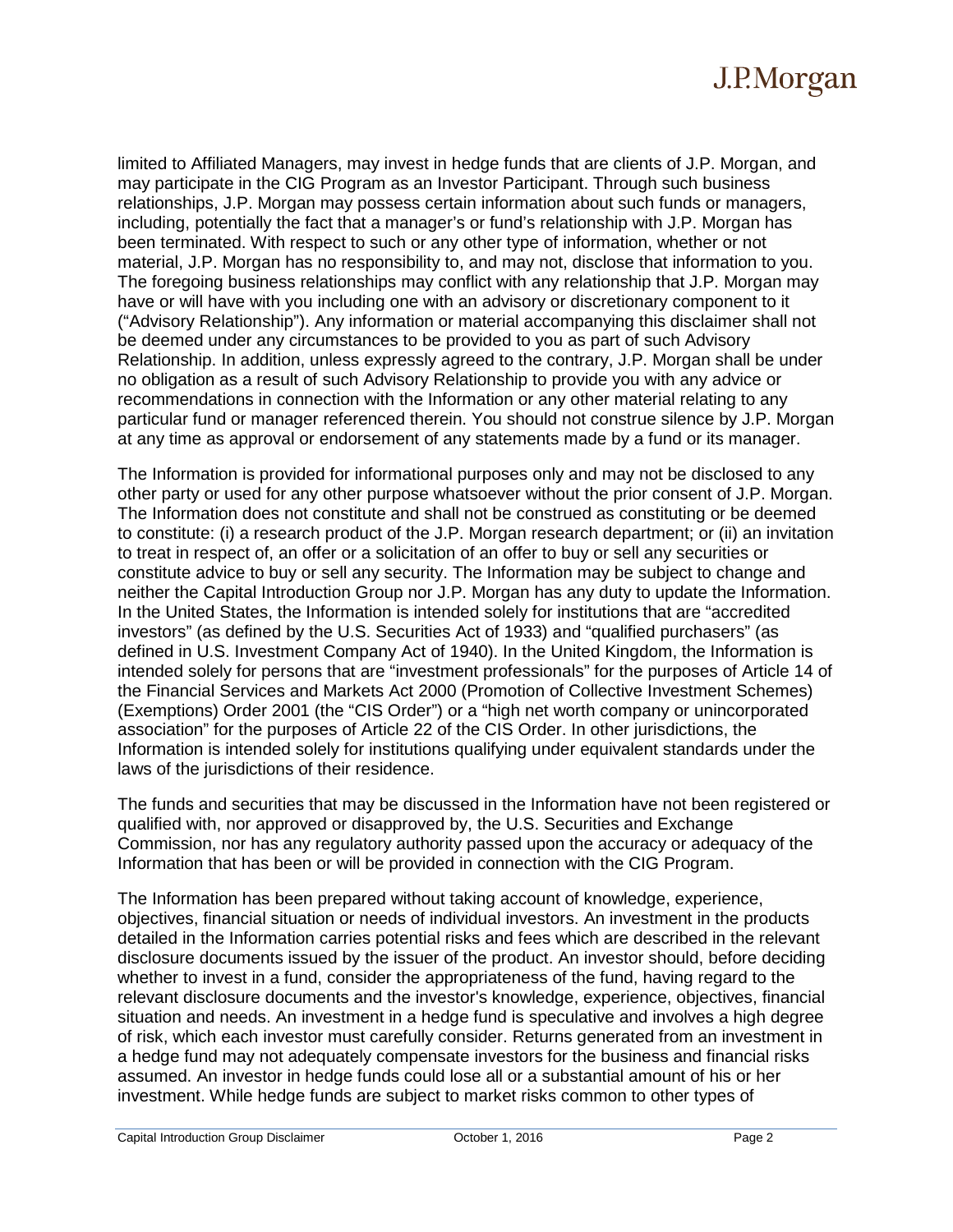limited to Affiliated Managers, may invest in hedge funds that are clients of J.P. Morgan, and may participate in the CIG Program as an Investor Participant. Through such business relationships, J.P. Morgan may possess certain information about such funds or managers, including, potentially the fact that a manager's or fund's relationship with J.P. Morgan has been terminated. With respect to such or any other type of information, whether or not material, J.P. Morgan has no responsibility to, and may not, disclose that information to you. The foregoing business relationships may conflict with any relationship that J.P. Morgan may have or will have with you including one with an advisory or discretionary component to it ("Advisory Relationship"). Any information or material accompanying this disclaimer shall not be deemed under any circumstances to be provided to you as part of such Advisory Relationship. In addition, unless expressly agreed to the contrary, J.P. Morgan shall be under no obligation as a result of such Advisory Relationship to provide you with any advice or recommendations in connection with the Information or any other material relating to any particular fund or manager referenced therein. You should not construe silence by J.P. Morgan at any time as approval or endorsement of any statements made by a fund or its manager.

The Information is provided for informational purposes only and may not be disclosed to any other party or used for any other purpose whatsoever without the prior consent of J.P. Morgan. The Information does not constitute and shall not be construed as constituting or be deemed to constitute: (i) a research product of the J.P. Morgan research department; or (ii) an invitation to treat in respect of, an offer or a solicitation of an offer to buy or sell any securities or constitute advice to buy or sell any security. The Information may be subject to change and neither the Capital Introduction Group nor J.P. Morgan has any duty to update the Information. In the United States, the Information is intended solely for institutions that are "accredited investors" (as defined by the U.S. Securities Act of 1933) and "qualified purchasers" (as defined in U.S. Investment Company Act of 1940). In the United Kingdom, the Information is intended solely for persons that are "investment professionals" for the purposes of Article 14 of the Financial Services and Markets Act 2000 (Promotion of Collective Investment Schemes) (Exemptions) Order 2001 (the "CIS Order") or a "high net worth company or unincorporated association" for the purposes of Article 22 of the CIS Order. In other jurisdictions, the Information is intended solely for institutions qualifying under equivalent standards under the laws of the jurisdictions of their residence.

The funds and securities that may be discussed in the Information have not been registered or qualified with, nor approved or disapproved by, the U.S. Securities and Exchange Commission, nor has any regulatory authority passed upon the accuracy or adequacy of the Information that has been or will be provided in connection with the CIG Program.

The Information has been prepared without taking account of knowledge, experience, objectives, financial situation or needs of individual investors. An investment in the products detailed in the Information carries potential risks and fees which are described in the relevant disclosure documents issued by the issuer of the product. An investor should, before deciding whether to invest in a fund, consider the appropriateness of the fund, having regard to the relevant disclosure documents and the investor's knowledge, experience, objectives, financial situation and needs. An investment in a hedge fund is speculative and involves a high degree of risk, which each investor must carefully consider. Returns generated from an investment in a hedge fund may not adequately compensate investors for the business and financial risks assumed. An investor in hedge funds could lose all or a substantial amount of his or her investment. While hedge funds are subject to market risks common to other types of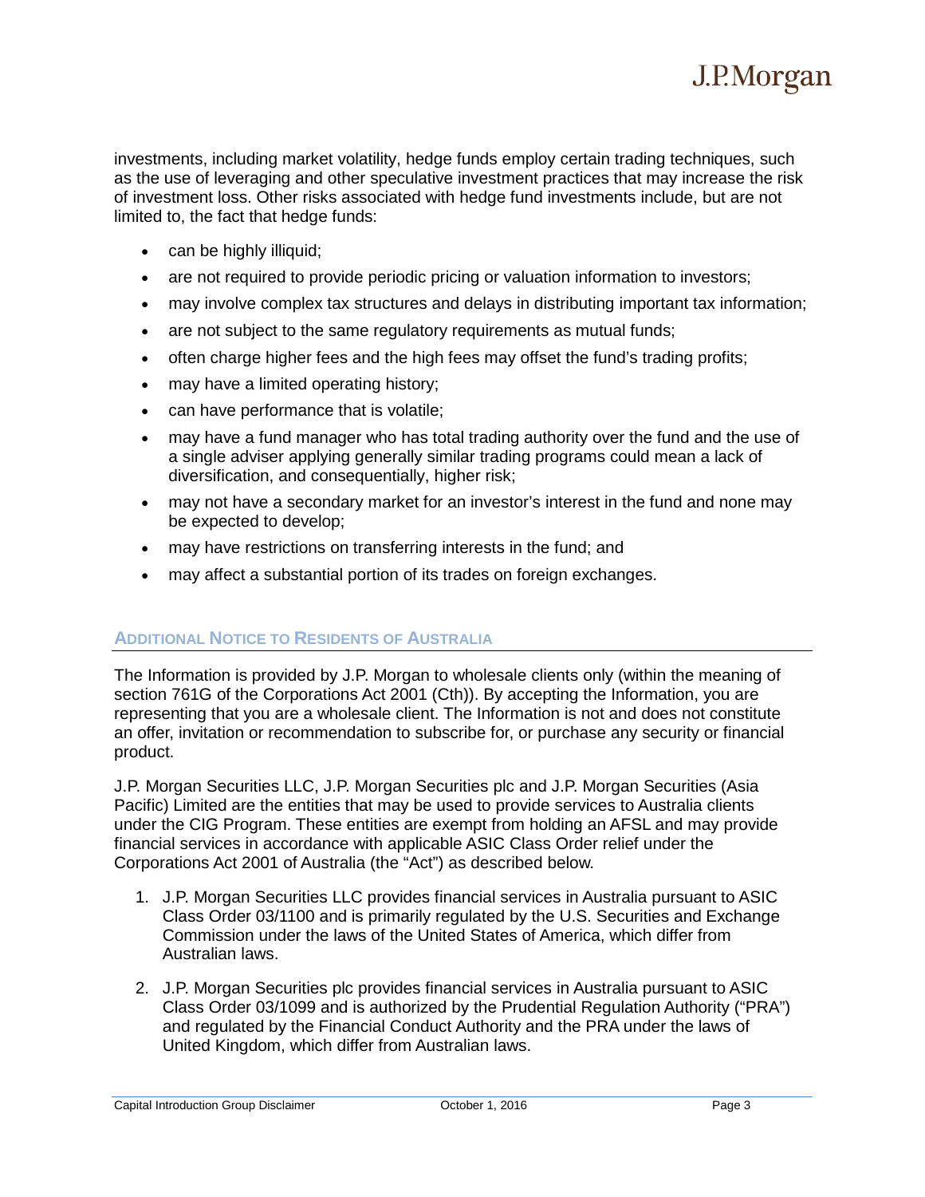investments, including market volatility, hedge funds employ certain trading techniques, such as the use of leveraging and other speculative investment practices that may increase the risk of investment loss. Other risks associated with hedge fund investments include, but are not limited to, the fact that hedge funds:

- can be highly illiquid;
- are not required to provide periodic pricing or valuation information to investors;
- may involve complex tax structures and delays in distributing important tax information;
- are not subject to the same regulatory requirements as mutual funds;
- often charge higher fees and the high fees may offset the fund's trading profits;
- may have a limited operating history;
- can have performance that is volatile;
- may have a fund manager who has total trading authority over the fund and the use of a single adviser applying generally similar trading programs could mean a lack of diversification, and consequentially, higher risk;
- may not have a secondary market for an investor's interest in the fund and none may be expected to develop;
- may have restrictions on transferring interests in the fund; and
- may affect a substantial portion of its trades on foreign exchanges.

## Additional Notice to Residents of Australia

The Information is provided by J.P. Morgan to wholesale clients only (within the meaning of section 761G of the Corporations Act 2001 (Cth)). By accepting the Information, you are representing that you are a wholesale client. The Information is not and does not constitute an offer, invitation or recommendation to subscribe for, or purchase any security or financial product.

J.P. Morgan Securities LLC, J.P. Morgan Securities plc and J.P. Morgan Securities (Asia Pacific) Limited are the entities that may be used to provide services to Australia clients under the CIG Program. These entities are exempt from holding an AFSL and may provide financial services in accordance with applicable ASIC Class Order relief under the Corporations Act 2001 of Australia (the "Act") as described below.

1. J.P. Morgan Securities LLC provides financial services in Australia pursuant to ASIC Class Order 03/1100 and is primarily regulated by the U.S. Securities and Exchange Commission under the laws of the United States of America, which differ from Australian laws.
2. J.P. Morgan Securities plc provides financial services in Australia pursuant to ASIC Class Order 03/1099 and is authorized by the Prudential Regulation Authority ("PRA") and regulated by the Financial Conduct Authority and the PRA under the laws of United Kingdom, which differ from Australian laws.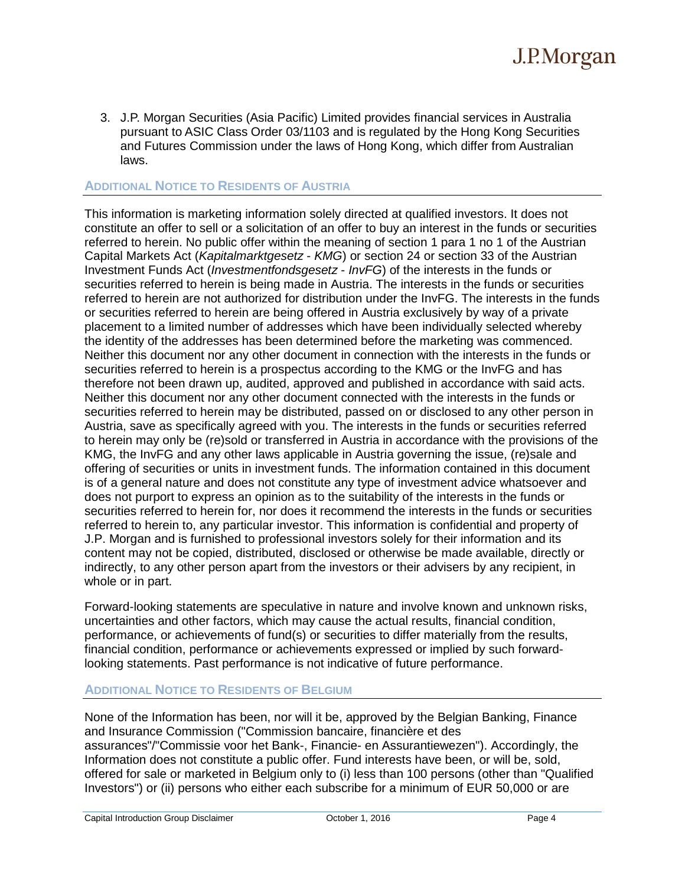3. J.P. Morgan Securities (Asia Pacific) Limited provides financial services in Australia pursuant to ASIC Class Order 03/1103 and is regulated by the Hong Kong Securities and Futures Commission under the laws of Hong Kong, which differ from Australian laws.

## Additional Notice to Residents of Austria

This information is marketing information solely directed at qualified investors. It does not constitute an offer to sell or a solicitation of an offer to buy an interest in the funds or securities referred to herein. No public offer within the meaning of section 1 para 1 no 1 of the Austrian Capital Markets Act (*Kapitalmarktgesetz - KMG*) or section 24 or section 33 of the Austrian Investment Funds Act (*Investmentfondsgesetz - InvFG*) of the interests in the funds or securities referred to herein is being made in Austria. The interests in the funds or securities referred to herein are not authorized for distribution under the InvFG. The interests in the funds or securities referred to herein are being offered in Austria exclusively by way of a private placement to a limited number of addresses which have been individually selected whereby the identity of the addresses has been determined before the marketing was commenced. Neither this document nor any other document in connection with the interests in the funds or securities referred to herein is a prospectus according to the KMG or the InvFG and has therefore not been drawn up, audited, approved and published in accordance with said acts. Neither this document nor any other document connected with the interests in the funds or securities referred to herein may be distributed, passed on or disclosed to any other person in Austria, save as specifically agreed with you. The interests in the funds or securities referred to herein may only be (re)sold or transferred in Austria in accordance with the provisions of the KMG, the InvFG and any other laws applicable in Austria governing the issue, (re)sale and offering of securities or units in investment funds. The information contained in this document is of a general nature and does not constitute any type of investment advice whatsoever and does not purport to express an opinion as to the suitability of the interests in the funds or securities referred to herein for, nor does it recommend the interests in the funds or securities referred to herein to, any particular investor. This information is confidential and property of J.P. Morgan and is furnished to professional investors solely for their information and its content may not be copied, distributed, disclosed or otherwise be made available, directly or indirectly, to any other person apart from the investors or their advisers by any recipient, in whole or in part.

Forward-looking statements are speculative in nature and involve known and unknown risks, uncertainties and other factors, which may cause the actual results, financial condition, performance, or achievements of fund(s) or securities to differ materially from the results, financial condition, performance or achievements expressed or implied by such forward-looking statements. Past performance is not indicative of future performance.

## Additional Notice to Residents of Belgium

None of the Information has been, nor will it be, approved by the Belgian Banking, Finance and Insurance Commission ("Commission bancaire, financière et des assurances"/"Commissie voor het Bank-, Financie- en Assurantiewezen"). Accordingly, the Information does not constitute a public offer. Fund interests have been, or will be, sold, offered for sale or marketed in Belgium only to (i) less than 100 persons (other than "Qualified Investors") or (ii) persons who either each subscribe for a minimum of EUR 50,000 or are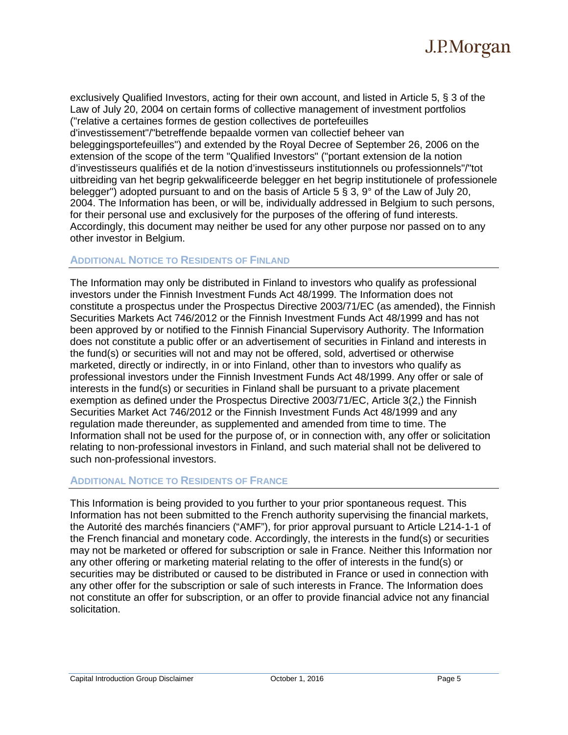exclusively Qualified Investors, acting for their own account, and listed in Article 5, § 3 of the Law of July 20, 2004 on certain forms of collective management of investment portfolios ("relative a certaines formes de gestion collectives de portefeuilles d'investissement"/"betreffende bepaalde vormen van collectief beheer van beleggingsportefeuilles") and extended by the Royal Decree of September 26, 2006 on the extension of the scope of the term "Qualified Investors" ("portant extension de la notion d'investisseurs qualifiés et de la notion d'investisseurs institutionnels ou professionnels"/"tot uitbreiding van het begrip gekwalificeerde belegger en het begrip institutionele of professionele belegger") adopted pursuant to and on the basis of Article 5 § 3, 9° of the Law of July 20, 2004. The Information has been, or will be, individually addressed in Belgium to such persons, for their personal use and exclusively for the purposes of the offering of fund interests. Accordingly, this document may neither be used for any other purpose nor passed on to any other investor in Belgium.

## Additional Notice to Residents of Finland

The Information may only be distributed in Finland to investors who qualify as professional investors under the Finnish Investment Funds Act 48/1999. The Information does not constitute a prospectus under the Prospectus Directive 2003/71/EC (as amended), the Finnish Securities Markets Act 746/2012 or the Finnish Investment Funds Act 48/1999 and has not been approved by or notified to the Finnish Financial Supervisory Authority. The Information does not constitute a public offer or an advertisement of securities in Finland and interests in the fund(s) or securities will not and may not be offered, sold, advertised or otherwise marketed, directly or indirectly, in or into Finland, other than to investors who qualify as professional investors under the Finnish Investment Funds Act 48/1999. Any offer or sale of interests in the fund(s) or securities in Finland shall be pursuant to a private placement exemption as defined under the Prospectus Directive 2003/71/EC, Article 3(2,) the Finnish Securities Market Act 746/2012 or the Finnish Investment Funds Act 48/1999 and any regulation made thereunder, as supplemented and amended from time to time. The Information shall not be used for the purpose of, or in connection with, any offer or solicitation relating to non-professional investors in Finland, and such material shall not be delivered to such non-professional investors.

## Additional Notice to Residents of France

This Information is being provided to you further to your prior spontaneous request. This Information has not been submitted to the French authority supervising the financial markets, the Autorité des marchés financiers ("AMF"), for prior approval pursuant to Article L214-1-1 of the French financial and monetary code. Accordingly, the interests in the fund(s) or securities may not be marketed or offered for subscription or sale in France. Neither this Information nor any other offering or marketing material relating to the offer of interests in the fund(s) or securities may be distributed or caused to be distributed in France or used in connection with any other offer for the subscription or sale of such interests in France. The Information does not constitute an offer for subscription, or an offer to provide financial advice not any financial solicitation.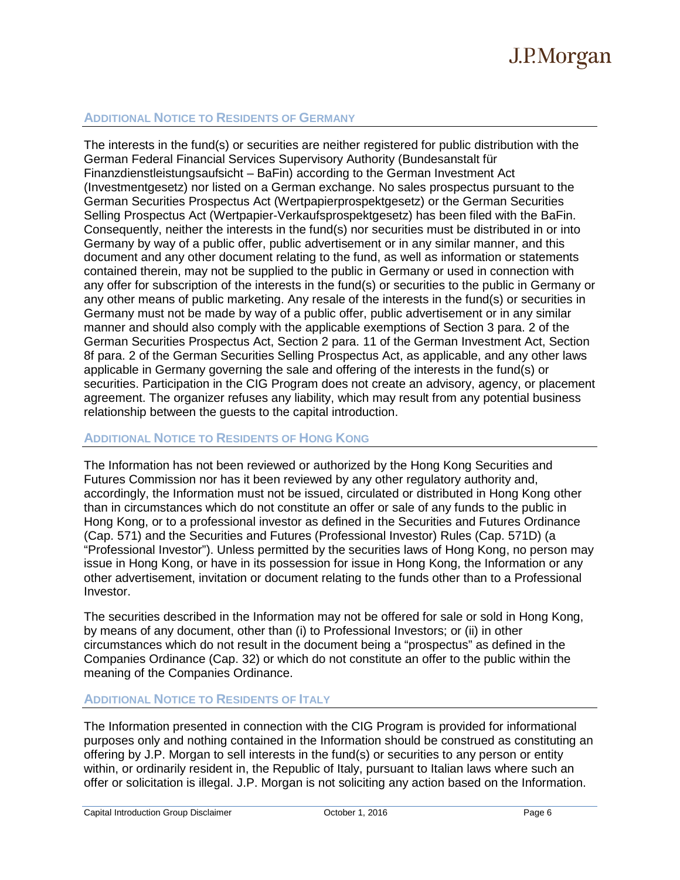## Additional Notice to Residents of Germany

The interests in the fund(s) or securities are neither registered for public distribution with the German Federal Financial Services Supervisory Authority (Bundesanstalt für Finanzdienstleistungsaufsicht – BaFin) according to the German Investment Act (Investmentgesetz) nor listed on a German exchange. No sales prospectus pursuant to the German Securities Prospectus Act (Wertpapierprospektgesetz) or the German Securities Selling Prospectus Act (Wertpapier-Verkaufsprospektgesetz) has been filed with the BaFin. Consequently, neither the interests in the fund(s) nor securities must be distributed in or into Germany by way of a public offer, public advertisement or in any similar manner, and this document and any other document relating to the fund, as well as information or statements contained therein, may not be supplied to the public in Germany or used in connection with any offer for subscription of the interests in the fund(s) or securities to the public in Germany or any other means of public marketing. Any resale of the interests in the fund(s) or securities in Germany must not be made by way of a public offer, public advertisement or in any similar manner and should also comply with the applicable exemptions of Section 3 para. 2 of the German Securities Prospectus Act, Section 2 para. 11 of the German Investment Act, Section 8f para. 2 of the German Securities Selling Prospectus Act, as applicable, and any other laws applicable in Germany governing the sale and offering of the interests in the fund(s) or securities. Participation in the CIG Program does not create an advisory, agency, or placement agreement. The organizer refuses any liability, which may result from any potential business relationship between the guests to the capital introduction.

## Additional Notice to Residents of Hong Kong

The Information has not been reviewed or authorized by the Hong Kong Securities and Futures Commission nor has it been reviewed by any other regulatory authority and, accordingly, the Information must not be issued, circulated or distributed in Hong Kong other than in circumstances which do not constitute an offer or sale of any funds to the public in Hong Kong, or to a professional investor as defined in the Securities and Futures Ordinance (Cap. 571) and the Securities and Futures (Professional Investor) Rules (Cap. 571D) (a "Professional Investor"). Unless permitted by the securities laws of Hong Kong, no person may issue in Hong Kong, or have in its possession for issue in Hong Kong, the Information or any other advertisement, invitation or document relating to the funds other than to a Professional Investor.

The securities described in the Information may not be offered for sale or sold in Hong Kong, by means of any document, other than (i) to Professional Investors; or (ii) in other circumstances which do not result in the document being a "prospectus" as defined in the Companies Ordinance (Cap. 32) or which do not constitute an offer to the public within the meaning of the Companies Ordinance.

## Additional Notice to Residents of Italy

The Information presented in connection with the CIG Program is provided for informational purposes only and nothing contained in the Information should be construed as constituting an offering by J.P. Morgan to sell interests in the fund(s) or securities to any person or entity within, or ordinarily resident in, the Republic of Italy, pursuant to Italian laws where such an offer or solicitation is illegal. J.P. Morgan is not soliciting any action based on the Information.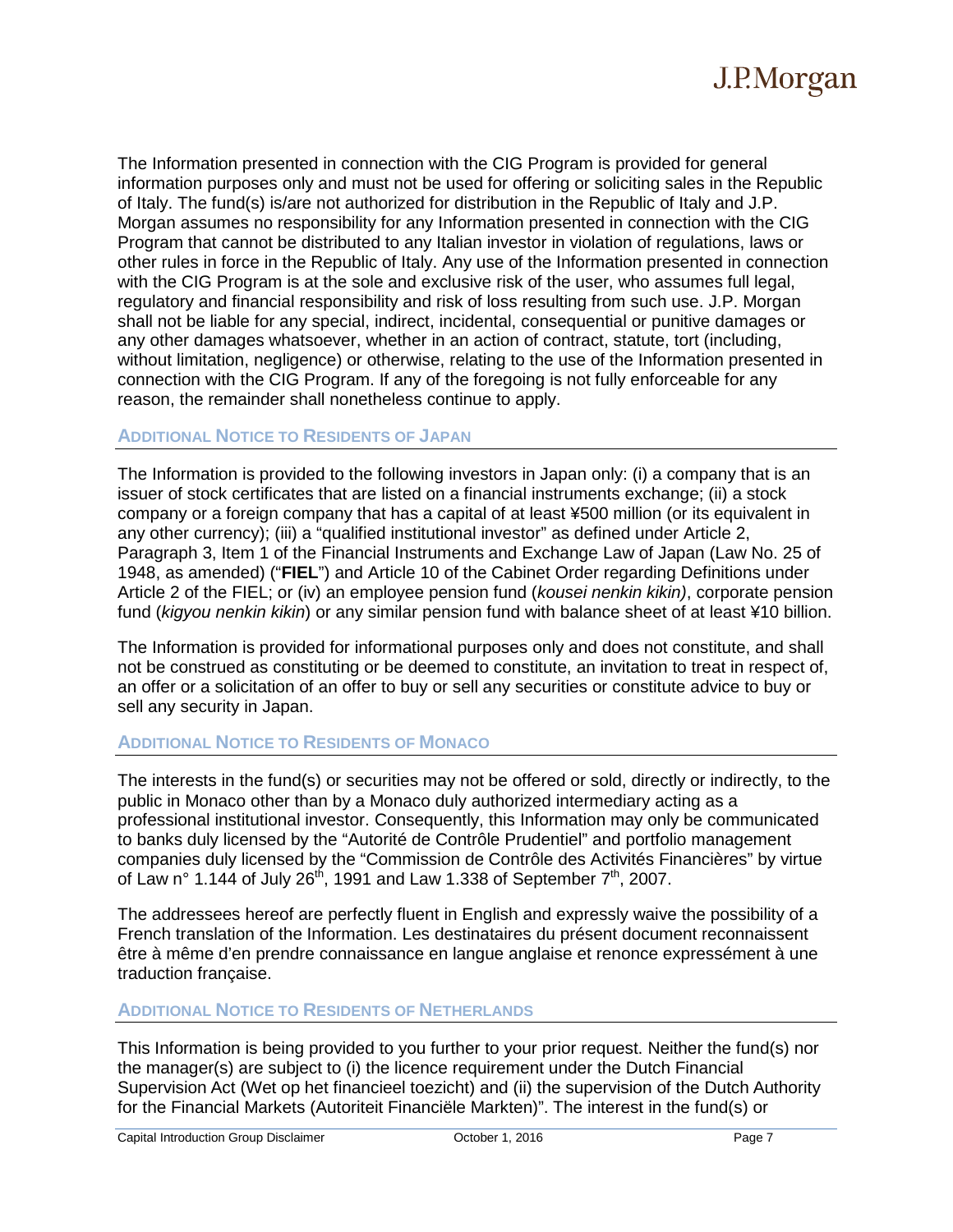The Information presented in connection with the CIG Program is provided for general information purposes only and must not be used for offering or soliciting sales in the Republic of Italy. The fund(s) is/are not authorized for distribution in the Republic of Italy and J.P. Morgan assumes no responsibility for any Information presented in connection with the CIG Program that cannot be distributed to any Italian investor in violation of regulations, laws or other rules in force in the Republic of Italy. Any use of the Information presented in connection with the CIG Program is at the sole and exclusive risk of the user, who assumes full legal, regulatory and financial responsibility and risk of loss resulting from such use. J.P. Morgan shall not be liable for any special, indirect, incidental, consequential or punitive damages or any other damages whatsoever, whether in an action of contract, statute, tort (including, without limitation, negligence) or otherwise, relating to the use of the Information presented in connection with the CIG Program. If any of the foregoing is not fully enforceable for any reason, the remainder shall nonetheless continue to apply.

## ADDITIONAL NOTICE TO RESIDENTS OF JAPAN

The Information is provided to the following investors in Japan only: (i) a company that is an issuer of stock certificates that are listed on a financial instruments exchange; (ii) a stock company or a foreign company that has a capital of at least ¥500 million (or its equivalent in any other currency); (iii) a "qualified institutional investor" as defined under Article 2, Paragraph 3, Item 1 of the Financial Instruments and Exchange Law of Japan (Law No. 25 of 1948, as amended) ("**FIEL**") and Article 10 of the Cabinet Order regarding Definitions under Article 2 of the FIEL; or (iv) an employee pension fund (*kousei nenkin kikin)*, corporate pension fund (*kigyou nenkin kikin*) or any similar pension fund with balance sheet of at least ¥10 billion.

The Information is provided for informational purposes only and does not constitute, and shall not be construed as constituting or be deemed to constitute, an invitation to treat in respect of, an offer or a solicitation of an offer to buy or sell any securities or constitute advice to buy or sell any security in Japan.

## ADDITIONAL NOTICE TO RESIDENTS OF MONACO

The interests in the fund(s) or securities may not be offered or sold, directly or indirectly, to the public in Monaco other than by a Monaco duly authorized intermediary acting as a professional institutional investor. Consequently, this Information may only be communicated to banks duly licensed by the "Autorité de Contrôle Prudentiel" and portfolio management companies duly licensed by the "Commission de Contrôle des Activités Financières" by virtue of Law n° 1.144 of July 26th, 1991 and Law 1.338 of September 7th, 2007.

The addressees hereof are perfectly fluent in English and expressly waive the possibility of a French translation of the Information. Les destinataires du présent document reconnaissent être à même d'en prendre connaissance en langue anglaise et renonce expressément à une traduction française.

## ADDITIONAL NOTICE TO RESIDENTS OF NETHERLANDS

This Information is being provided to you further to your prior request. Neither the fund(s) nor the manager(s) are subject to (i) the licence requirement under the Dutch Financial Supervision Act (Wet op het financieel toezicht) and (ii) the supervision of the Dutch Authority for the Financial Markets (Autoriteit Financiële Markten)". The interest in the fund(s) or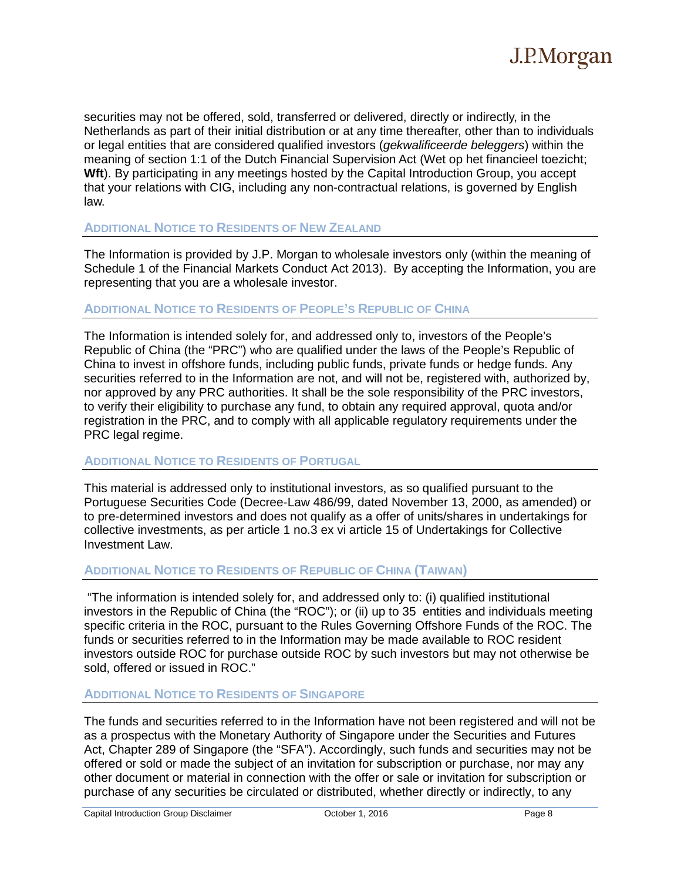securities may not be offered, sold, transferred or delivered, directly or indirectly, in the Netherlands as part of their initial distribution or at any time thereafter, other than to individuals or legal entities that are considered qualified investors (*gekwalificeerde beleggers*) within the meaning of section 1:1 of the Dutch Financial Supervision Act (Wet op het financieel toezicht; **Wft**). By participating in any meetings hosted by the Capital Introduction Group, you accept that your relations with CIG, including any non-contractual relations, is governed by English law.

## Additional Notice to Residents of New Zealand

The Information is provided by J.P. Morgan to wholesale investors only (within the meaning of Schedule 1 of the Financial Markets Conduct Act 2013). By accepting the Information, you are representing that you are a wholesale investor.

## Additional Notice to Residents of People's Republic of China

The Information is intended solely for, and addressed only to, investors of the People's Republic of China (the "PRC") who are qualified under the laws of the People's Republic of China to invest in offshore funds, including public funds, private funds or hedge funds. Any securities referred to in the Information are not, and will not be, registered with, authorized by, nor approved by any PRC authorities. It shall be the sole responsibility of the PRC investors, to verify their eligibility to purchase any fund, to obtain any required approval, quota and/or registration in the PRC, and to comply with all applicable regulatory requirements under the PRC legal regime.

## Additional Notice to Residents of Portugal

This material is addressed only to institutional investors, as so qualified pursuant to the Portuguese Securities Code (Decree-Law 486/99, dated November 13, 2000, as amended) or to pre-determined investors and does not qualify as a offer of units/shares in undertakings for collective investments, as per article 1 no.3 ex vi article 15 of Undertakings for Collective Investment Law.

## Additional Notice to Residents of Republic of China (Taiwan)

"The information is intended solely for, and addressed only to: (i) qualified institutional investors in the Republic of China (the "ROC"); or (ii) up to 35 entities and individuals meeting specific criteria in the ROC, pursuant to the Rules Governing Offshore Funds of the ROC. The funds or securities referred to in the Information may be made available to ROC resident investors outside ROC for purchase outside ROC by such investors but may not otherwise be sold, offered or issued in ROC."

## Additional Notice to Residents of Singapore

The funds and securities referred to in the Information have not been registered and will not be as a prospectus with the Monetary Authority of Singapore under the Securities and Futures Act, Chapter 289 of Singapore (the "SFA"). Accordingly, such funds and securities may not be offered or sold or made the subject of an invitation for subscription or purchase, nor may any other document or material in connection with the offer or sale or invitation for subscription or purchase of any securities be circulated or distributed, whether directly or indirectly, to any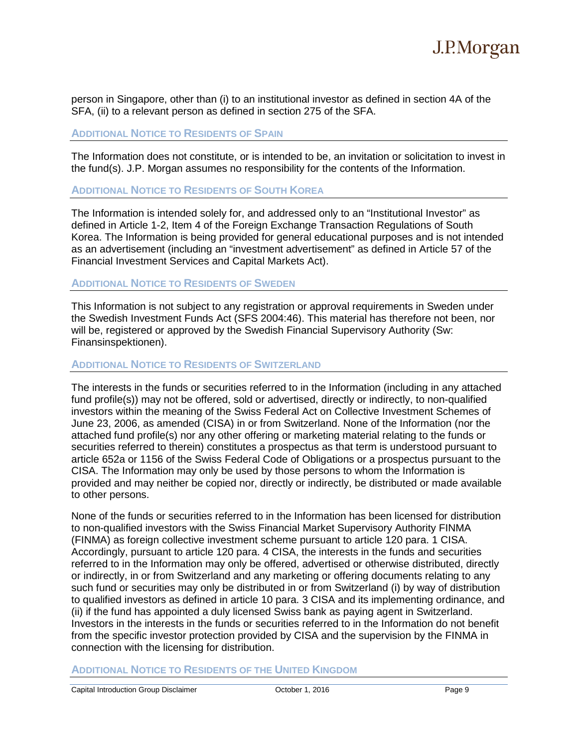person in Singapore, other than (i) to an institutional investor as defined in section 4A of the SFA, (ii) to a relevant person as defined in section 275 of the SFA.

## Additional Notice to Residents of Spain

The Information does not constitute, or is intended to be, an invitation or solicitation to invest in the fund(s). J.P. Morgan assumes no responsibility for the contents of the Information.

## Additional Notice to Residents of South Korea

The Information is intended solely for, and addressed only to an "Institutional Investor" as defined in Article 1-2, Item 4 of the Foreign Exchange Transaction Regulations of South Korea. The Information is being provided for general educational purposes and is not intended as an advertisement (including an "investment advertisement" as defined in Article 57 of the Financial Investment Services and Capital Markets Act).

## Additional Notice to Residents of Sweden

This Information is not subject to any registration or approval requirements in Sweden under the Swedish Investment Funds Act (SFS 2004:46). This material has therefore not been, nor will be, registered or approved by the Swedish Financial Supervisory Authority (Sw: Finansinspektionen).

## Additional Notice to Residents of Switzerland

The interests in the funds or securities referred to in the Information (including in any attached fund profile(s)) may not be offered, sold or advertised, directly or indirectly, to non-qualified investors within the meaning of the Swiss Federal Act on Collective Investment Schemes of June 23, 2006, as amended (CISA) in or from Switzerland. None of the Information (nor the attached fund profile(s) nor any other offering or marketing material relating to the funds or securities referred to therein) constitutes a prospectus as that term is understood pursuant to article 652a or 1156 of the Swiss Federal Code of Obligations or a prospectus pursuant to the CISA. The Information may only be used by those persons to whom the Information is provided and may neither be copied nor, directly or indirectly, be distributed or made available to other persons.

None of the funds or securities referred to in the Information has been licensed for distribution to non-qualified investors with the Swiss Financial Market Supervisory Authority FINMA (FINMA) as foreign collective investment scheme pursuant to article 120 para. 1 CISA. Accordingly, pursuant to article 120 para. 4 CISA, the interests in the funds and securities referred to in the Information may only be offered, advertised or otherwise distributed, directly or indirectly, in or from Switzerland and any marketing or offering documents relating to any such fund or securities may only be distributed in or from Switzerland (i) by way of distribution to qualified investors as defined in article 10 para. 3 CISA and its implementing ordinance, and (ii) if the fund has appointed a duly licensed Swiss bank as paying agent in Switzerland. Investors in the interests in the funds or securities referred to in the Information do not benefit from the specific investor protection provided by CISA and the supervision by the FINMA in connection with the licensing for distribution.

## Additional Notice to Residents of the United Kingdom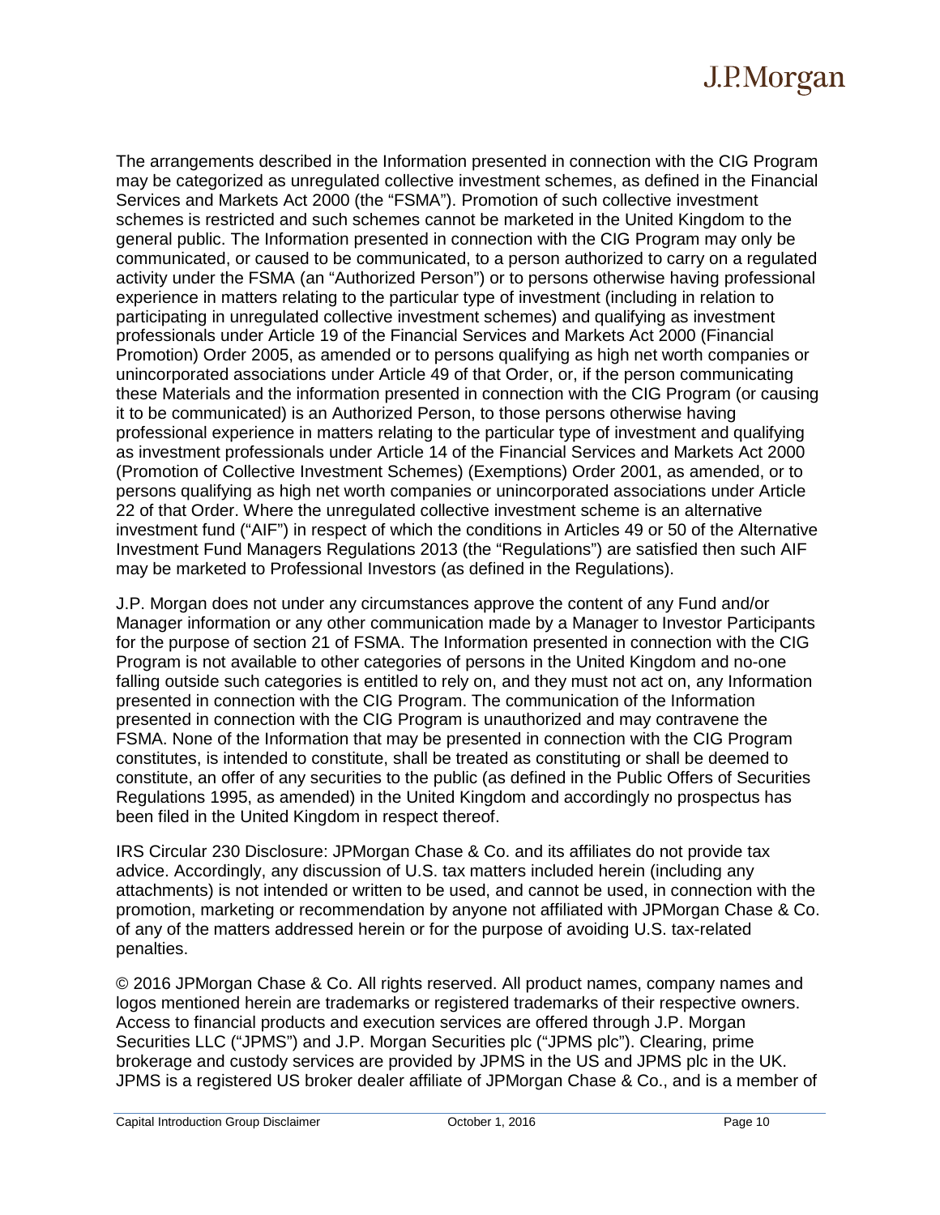The arrangements described in the Information presented in connection with the CIG Program may be categorized as unregulated collective investment schemes, as defined in the Financial Services and Markets Act 2000 (the "FSMA"). Promotion of such collective investment schemes is restricted and such schemes cannot be marketed in the United Kingdom to the general public. The Information presented in connection with the CIG Program may only be communicated, or caused to be communicated, to a person authorized to carry on a regulated activity under the FSMA (an "Authorized Person") or to persons otherwise having professional experience in matters relating to the particular type of investment (including in relation to participating in unregulated collective investment schemes) and qualifying as investment professionals under Article 19 of the Financial Services and Markets Act 2000 (Financial Promotion) Order 2005, as amended or to persons qualifying as high net worth companies or unincorporated associations under Article 49 of that Order, or, if the person communicating these Materials and the information presented in connection with the CIG Program (or causing it to be communicated) is an Authorized Person, to those persons otherwise having professional experience in matters relating to the particular type of investment and qualifying as investment professionals under Article 14 of the Financial Services and Markets Act 2000 (Promotion of Collective Investment Schemes) (Exemptions) Order 2001, as amended, or to persons qualifying as high net worth companies or unincorporated associations under Article 22 of that Order. Where the unregulated collective investment scheme is an alternative investment fund ("AIF") in respect of which the conditions in Articles 49 or 50 of the Alternative Investment Fund Managers Regulations 2013 (the "Regulations") are satisfied then such AIF may be marketed to Professional Investors (as defined in the Regulations).

J.P. Morgan does not under any circumstances approve the content of any Fund and/or Manager information or any other communication made by a Manager to Investor Participants for the purpose of section 21 of FSMA. The Information presented in connection with the CIG Program is not available to other categories of persons in the United Kingdom and no-one falling outside such categories is entitled to rely on, and they must not act on, any Information presented in connection with the CIG Program. The communication of the Information presented in connection with the CIG Program is unauthorized and may contravene the FSMA. None of the Information that may be presented in connection with the CIG Program constitutes, is intended to constitute, shall be treated as constituting or shall be deemed to constitute, an offer of any securities to the public (as defined in the Public Offers of Securities Regulations 1995, as amended) in the United Kingdom and accordingly no prospectus has been filed in the United Kingdom in respect thereof.

IRS Circular 230 Disclosure: JPMorgan Chase & Co. and its affiliates do not provide tax advice. Accordingly, any discussion of U.S. tax matters included herein (including any attachments) is not intended or written to be used, and cannot be used, in connection with the promotion, marketing or recommendation by anyone not affiliated with JPMorgan Chase & Co. of any of the matters addressed herein or for the purpose of avoiding U.S. tax-related penalties.

© 2016 JPMorgan Chase & Co. All rights reserved. All product names, company names and logos mentioned herein are trademarks or registered trademarks of their respective owners. Access to financial products and execution services are offered through J.P. Morgan Securities LLC ("JPMS") and J.P. Morgan Securities plc ("JPMS plc"). Clearing, prime brokerage and custody services are provided by JPMS in the US and JPMS plc in the UK. JPMS is a registered US broker dealer affiliate of JPMorgan Chase & Co., and is a member of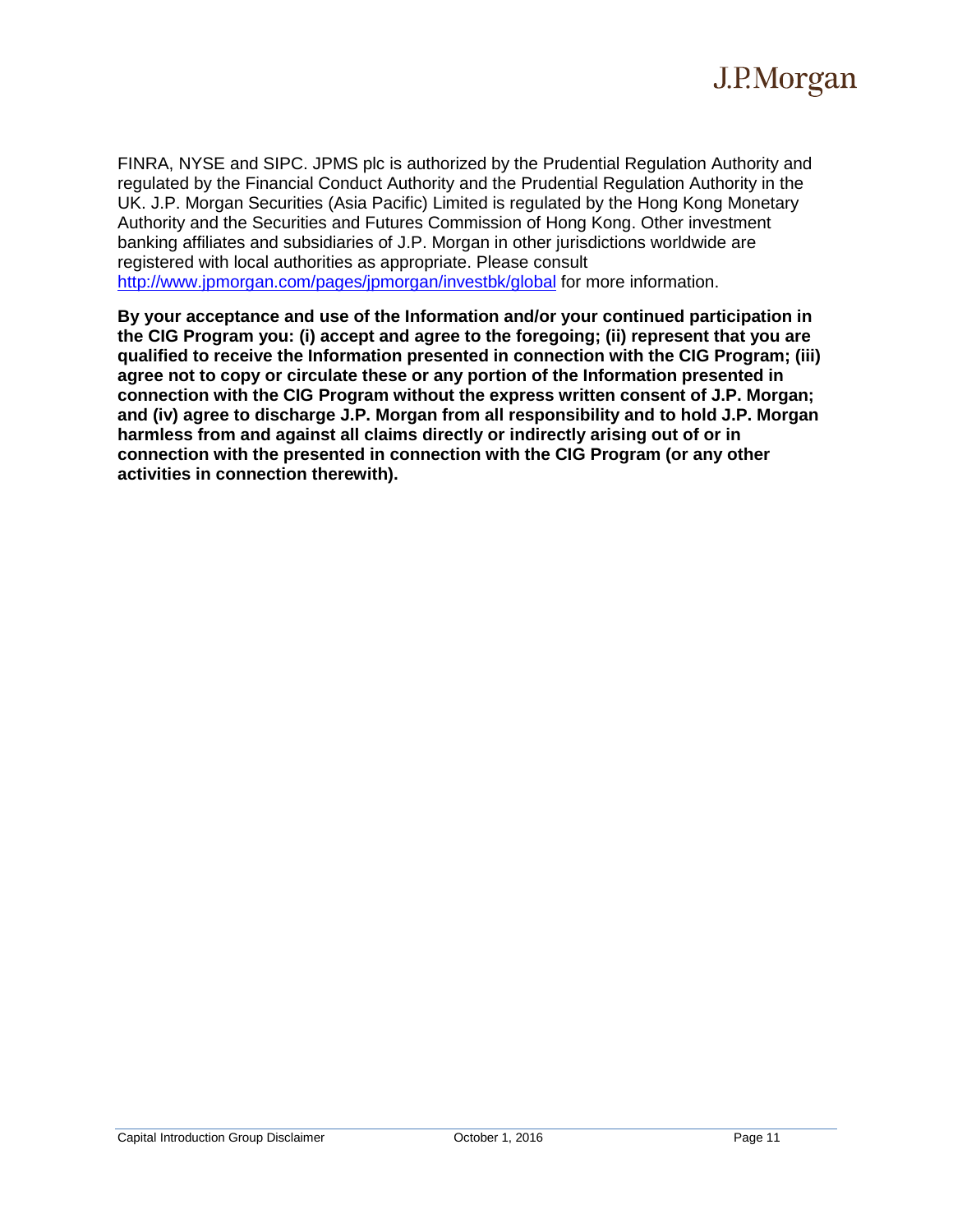FINRA, NYSE and SIPC. JPMS plc is authorized by the Prudential Regulation Authority and regulated by the Financial Conduct Authority and the Prudential Regulation Authority in the UK. J.P. Morgan Securities (Asia Pacific) Limited is regulated by the Hong Kong Monetary Authority and the Securities and Futures Commission of Hong Kong. Other investment banking affiliates and subsidiaries of J.P. Morgan in other jurisdictions worldwide are registered with local authorities as appropriate. Please consult [http://www.jpmorgan.com/pages/jpmorgan/investbk/global](http://www.jpmorgan.com/pages/jpmorgan/investbk/global) for more information.

**By your acceptance and use of the Information and/or your continued participation in the CIG Program you: (i) accept and agree to the foregoing; (ii) represent that you are qualified to receive the Information presented in connection with the CIG Program; (iii) agree not to copy or circulate these or any portion of the Information presented in connection with the CIG Program without the express written consent of J.P. Morgan; and (iv) agree to discharge J.P. Morgan from all responsibility and to hold J.P. Morgan harmless from and against all claims directly or indirectly arising out of or in connection with the presented in connection with the CIG Program (or any other activities in connection therewith).**